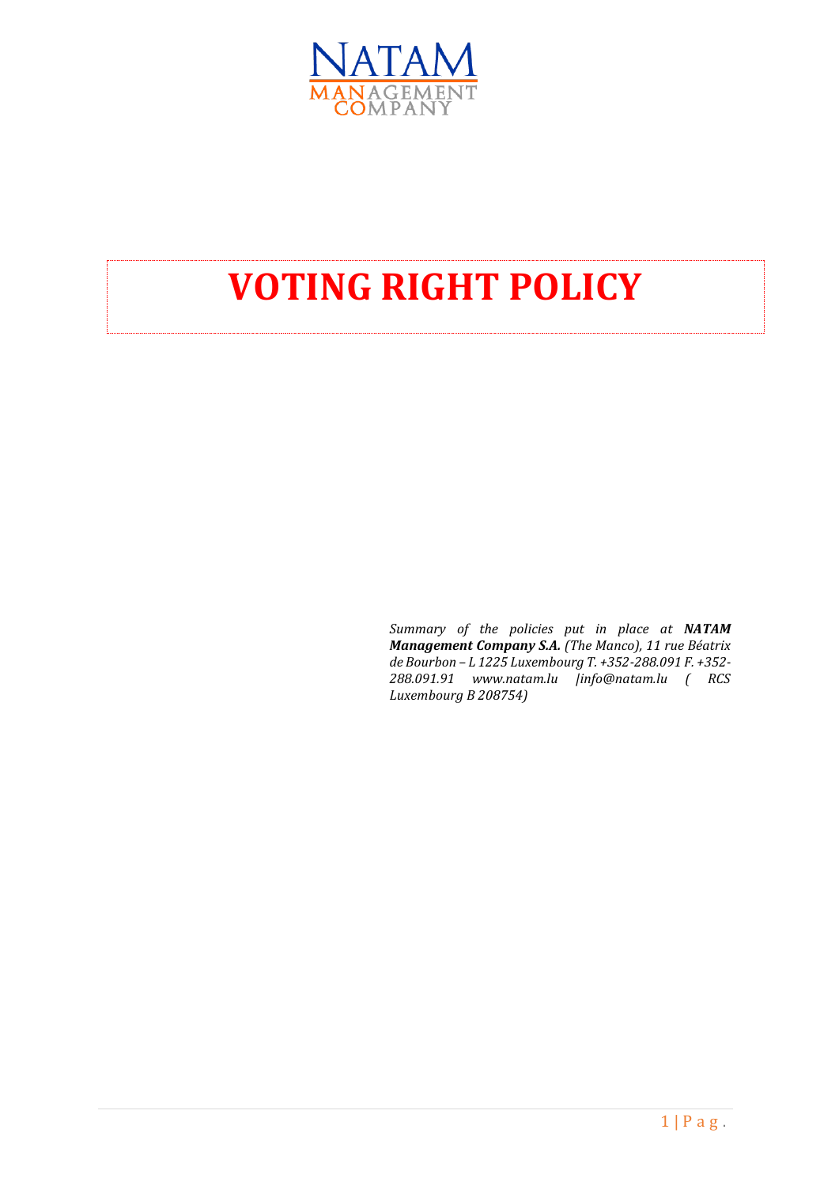# VOTING RIGHT POLICY

*Summary of the policies put in place at **NATAM Management Company S.A.** (The Manco), 11 rue Béatrix de Bourbon – L 1225 Luxembourg T. +352-288.091 F. +352-288.091.91 www.natam.lu |info@natam.lu ( RCS Luxembourg B 208754)*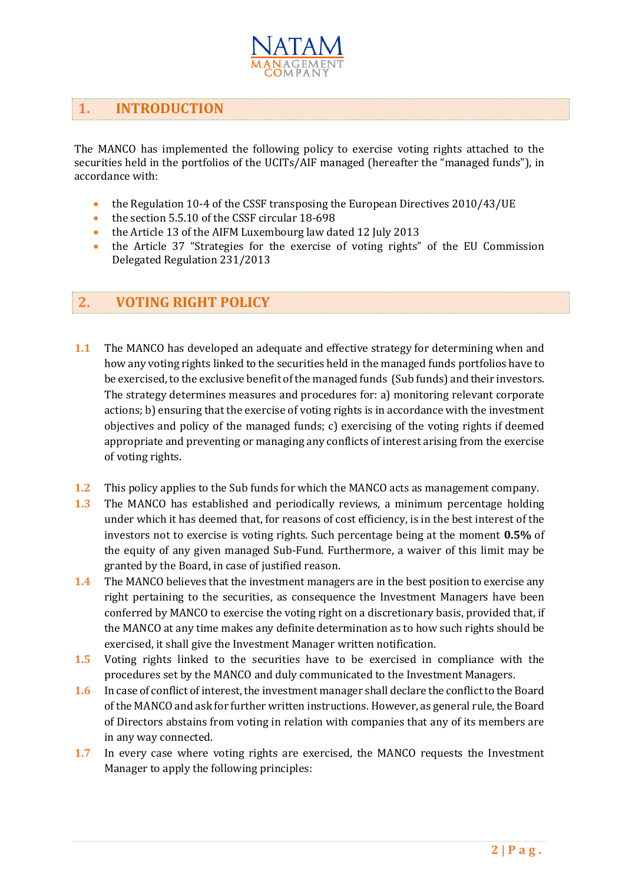## 1. INTRODUCTION

The MANCO has implemented the following policy to exercise voting rights attached to the securities held in the portfolios of the UCITs/AIF managed (hereafter the "managed funds"), in accordance with:

- the Regulation 10-4 of the CSSF transposing the European Directives 2010/43/UE
- the section 5.5.10 of the CSSF circular 18-698
- the Article 13 of the AIFM Luxembourg law dated 12 July 2013
- the Article 37 "Strategies for the exercise of voting rights" of the EU Commission Delegated Regulation 231/2013

## 2. VOTING RIGHT POLICY

**1.1** The MANCO has developed an adequate and effective strategy for determining when and how any voting rights linked to the securities held in the managed funds portfolios have to be exercised, to the exclusive benefit of the managed funds (Sub funds) and their investors. The strategy determines measures and procedures for: a) monitoring relevant corporate actions; b) ensuring that the exercise of voting rights is in accordance with the investment objectives and policy of the managed funds; c) exercising of the voting rights if deemed appropriate and preventing or managing any conflicts of interest arising from the exercise of voting rights.

**1.2** This policy applies to the Sub funds for which the MANCO acts as management company.

**1.3** The MANCO has established and periodically reviews, a minimum percentage holding under which it has deemed that, for reasons of cost efficiency, is in the best interest of the investors not to exercise is voting rights. Such percentage being at the moment **0.5%** of the equity of any given managed Sub-Fund. Furthermore, a waiver of this limit may be granted by the Board, in case of justified reason.

**1.4** The MANCO believes that the investment managers are in the best position to exercise any right pertaining to the securities, as consequence the Investment Managers have been conferred by MANCO to exercise the voting right on a discretionary basis, provided that, if the MANCO at any time makes any definite determination as to how such rights should be exercised, it shall give the Investment Manager written notification.

**1.5** Voting rights linked to the securities have to be exercised in compliance with the procedures set by the MANCO and duly communicated to the Investment Managers.

**1.6** In case of conflict of interest, the investment manager shall declare the conflict to the Board of the MANCO and ask for further written instructions. However, as general rule, the Board of Directors abstains from voting in relation with companies that any of its members are in any way connected.

**1.7** In every case where voting rights are exercised, the MANCO requests the Investment Manager to apply the following principles: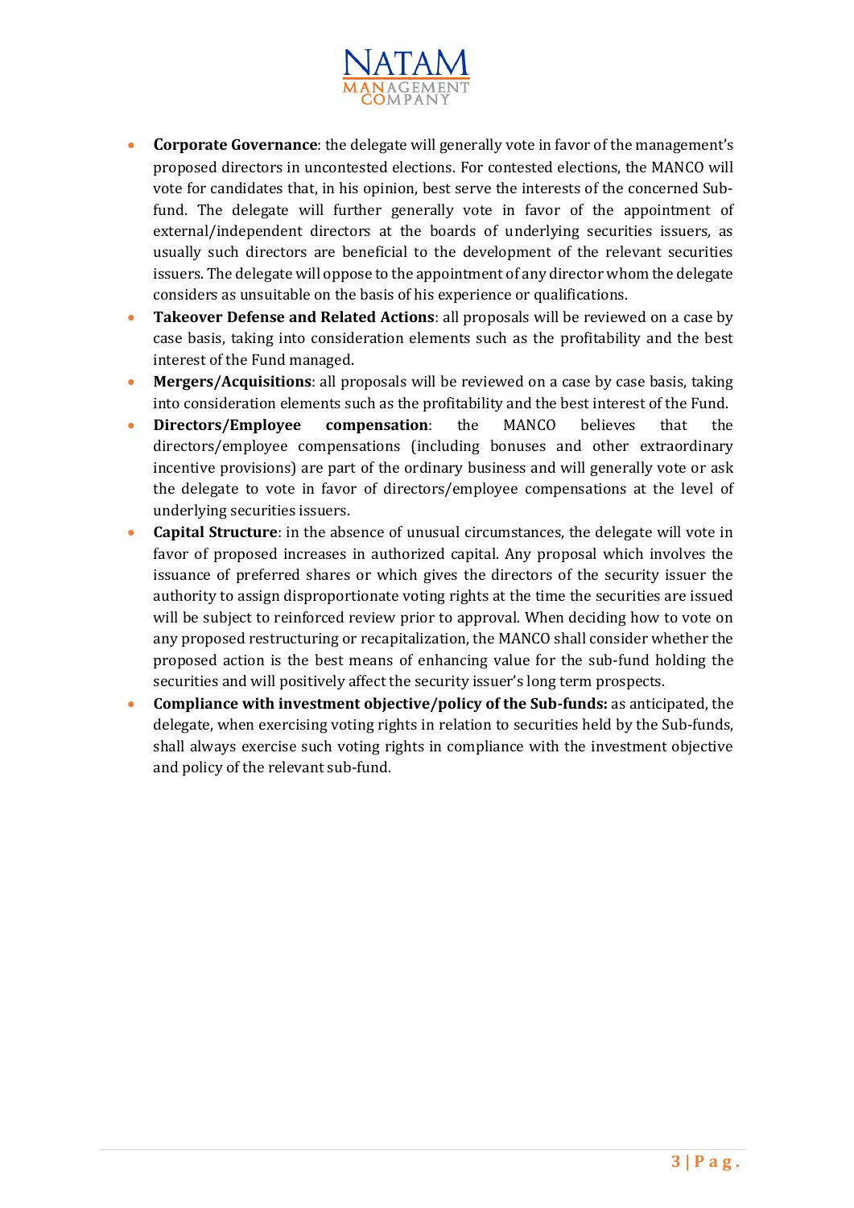- **Corporate Governance**: the delegate will generally vote in favor of the management's proposed directors in uncontested elections. For contested elections, the MANCO will vote for candidates that, in his opinion, best serve the interests of the concerned Sub-fund. The delegate will further generally vote in favor of the appointment of external/independent directors at the boards of underlying securities issuers, as usually such directors are beneficial to the development of the relevant securities issuers. The delegate will oppose to the appointment of any director whom the delegate considers as unsuitable on the basis of his experience or qualifications.
- **Takeover Defense and Related Actions**: all proposals will be reviewed on a case by case basis, taking into consideration elements such as the profitability and the best interest of the Fund managed.
- **Mergers/Acquisitions**: all proposals will be reviewed on a case by case basis, taking into consideration elements such as the profitability and the best interest of the Fund.
- **Directors/Employee compensation**: the MANCO believes that the directors/employee compensations (including bonuses and other extraordinary incentive provisions) are part of the ordinary business and will generally vote or ask the delegate to vote in favor of directors/employee compensations at the level of underlying securities issuers.
- **Capital Structure**: in the absence of unusual circumstances, the delegate will vote in favor of proposed increases in authorized capital. Any proposal which involves the issuance of preferred shares or which gives the directors of the security issuer the authority to assign disproportionate voting rights at the time the securities are issued will be subject to reinforced review prior to approval. When deciding how to vote on any proposed restructuring or recapitalization, the MANCO shall consider whether the proposed action is the best means of enhancing value for the sub-fund holding the securities and will positively affect the security issuer's long term prospects.
- **Compliance with investment objective/policy of the Sub-funds:** as anticipated, the delegate, when exercising voting rights in relation to securities held by the Sub-funds, shall always exercise such voting rights in compliance with the investment objective and policy of the relevant sub-fund.